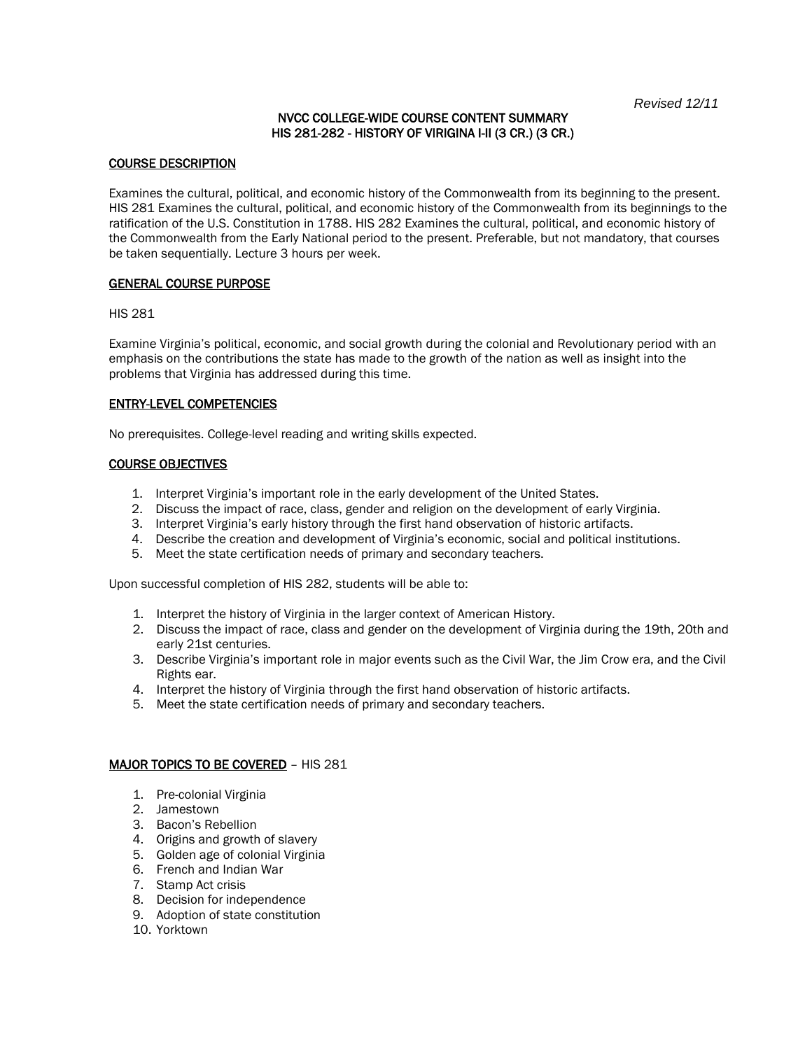*Revised 12/11*

# NVCC COLLEGE-WIDE COURSE CONTENT SUMMARY
# HIS 281-282 - HISTORY OF VIRIGINA I-II (3 CR.) (3 CR.)

## COURSE DESCRIPTION

Examines the cultural, political, and economic history of the Commonwealth from its beginning to the present. HIS 281 Examines the cultural, political, and economic history of the Commonwealth from its beginnings to the ratification of the U.S. Constitution in 1788. HIS 282 Examines the cultural, political, and economic history of the Commonwealth from the Early National period to the present. Preferable, but not mandatory, that courses be taken sequentially. Lecture 3 hours per week.

## GENERAL COURSE PURPOSE

HIS 281

Examine Virginia's political, economic, and social growth during the colonial and Revolutionary period with an emphasis on the contributions the state has made to the growth of the nation as well as insight into the problems that Virginia has addressed during this time.

## ENTRY-LEVEL COMPETENCIES

No prerequisites. College-level reading and writing skills expected.

## COURSE OBJECTIVES

1. Interpret Virginia's important role in the early development of the United States.
2. Discuss the impact of race, class, gender and religion on the development of early Virginia.
3. Interpret Virginia's early history through the first hand observation of historic artifacts.
4. Describe the creation and development of Virginia's economic, social and political institutions.
5. Meet the state certification needs of primary and secondary teachers.

Upon successful completion of HIS 282, students will be able to:

1. Interpret the history of Virginia in the larger context of American History.
2. Discuss the impact of race, class and gender on the development of Virginia during the 19th, 20th and early 21st centuries.
3. Describe Virginia's important role in major events such as the Civil War, the Jim Crow era, and the Civil Rights ear.
4. Interpret the history of Virginia through the first hand observation of historic artifacts.
5. Meet the state certification needs of primary and secondary teachers.

## MAJOR TOPICS TO BE COVERED – HIS 281

1. Pre-colonial Virginia
2. Jamestown
3. Bacon's Rebellion
4. Origins and growth of slavery
5. Golden age of colonial Virginia
6. French and Indian War
7. Stamp Act crisis
8. Decision for independence
9. Adoption of state constitution
10. Yorktown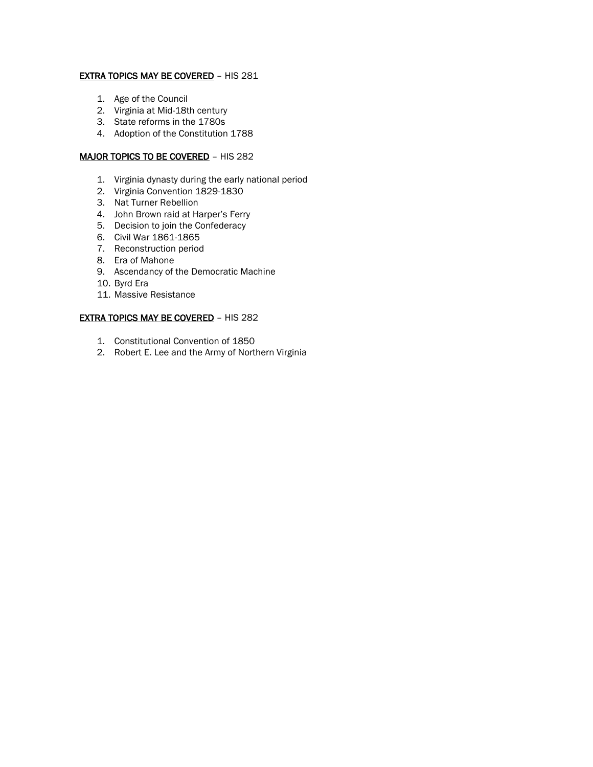<u>**EXTRA TOPICS MAY BE COVERED**</u> – HIS 281

1. Age of the Council
2. Virginia at Mid-18th century
3. State reforms in the 1780s
4. Adoption of the Constitution 1788

<u>**MAJOR TOPICS TO BE COVERED**</u> – HIS 282

1. Virginia dynasty during the early national period
2. Virginia Convention 1829-1830
3. Nat Turner Rebellion
4. John Brown raid at Harper's Ferry
5. Decision to join the Confederacy
6. Civil War 1861-1865
7. Reconstruction period
8. Era of Mahone
9. Ascendancy of the Democratic Machine
10. Byrd Era
11. Massive Resistance

<u>**EXTRA TOPICS MAY BE COVERED**</u> – HIS 282

1. Constitutional Convention of 1850
2. Robert E. Lee and the Army of Northern Virginia